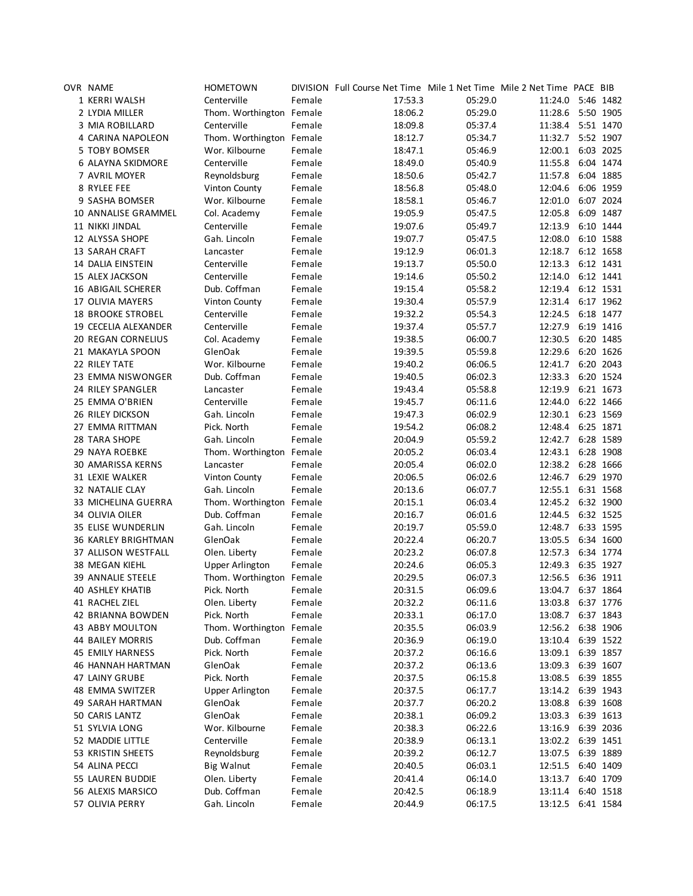| OVR | NAME | HOMETOWN | DIVISION | Full Course Net Time | Mile 1 Net Time | Mile 2 Net Time | PACE | BIB |
|---|---|---|---|---|---|---|---|---|
| 1 | KERRI WALSH | Centerville | Female | 17:53.3 | 05:29.0 | 11:24.0 | 5:46 | 1482 |
| 2 | LYDIA MILLER | Thom. Worthington | Female | 18:06.2 | 05:29.0 | 11:28.6 | 5:50 | 1905 |
| 3 | MIA ROBILLARD | Centerville | Female | 18:09.8 | 05:37.4 | 11:38.4 | 5:51 | 1470 |
| 4 | CARINA NAPOLEON | Thom. Worthington | Female | 18:12.7 | 05:34.7 | 11:32.7 | 5:52 | 1907 |
| 5 | TOBY BOMSER | Wor. Kilbourne | Female | 18:47.1 | 05:46.9 | 12:00.1 | 6:03 | 2025 |
| 6 | ALAYNA SKIDMORE | Centerville | Female | 18:49.0 | 05:40.9 | 11:55.8 | 6:04 | 1474 |
| 7 | AVRIL MOYER | Reynoldsburg | Female | 18:50.6 | 05:42.7 | 11:57.8 | 6:04 | 1885 |
| 8 | RYLEE FEE | Vinton County | Female | 18:56.8 | 05:48.0 | 12:04.6 | 6:06 | 1959 |
| 9 | SASHA BOMSER | Wor. Kilbourne | Female | 18:58.1 | 05:46.7 | 12:01.0 | 6:07 | 2024 |
| 10 | ANNALISE GRAMMEL | Col. Academy | Female | 19:05.9 | 05:47.5 | 12:05.8 | 6:09 | 1487 |
| 11 | NIKKI JINDAL | Centerville | Female | 19:07.6 | 05:49.7 | 12:13.9 | 6:10 | 1444 |
| 12 | ALYSSA SHOPE | Gah. Lincoln | Female | 19:07.7 | 05:47.5 | 12:08.0 | 6:10 | 1588 |
| 13 | SARAH CRAFT | Lancaster | Female | 19:12.9 | 06:01.3 | 12:18.7 | 6:12 | 1658 |
| 14 | DALIA EINSTEIN | Centerville | Female | 19:13.7 | 05:50.0 | 12:13.3 | 6:12 | 1431 |
| 15 | ALEX JACKSON | Centerville | Female | 19:14.6 | 05:50.2 | 12:14.0 | 6:12 | 1441 |
| 16 | ABIGAIL SCHERER | Dub. Coffman | Female | 19:15.4 | 05:58.2 | 12:19.4 | 6:12 | 1531 |
| 17 | OLIVIA MAYERS | Vinton County | Female | 19:30.4 | 05:57.9 | 12:31.4 | 6:17 | 1962 |
| 18 | BROOKE STROBEL | Centerville | Female | 19:32.2 | 05:54.3 | 12:24.5 | 6:18 | 1477 |
| 19 | CECELIA ALEXANDER | Centerville | Female | 19:37.4 | 05:57.7 | 12:27.9 | 6:19 | 1416 |
| 20 | REGAN CORNELIUS | Col. Academy | Female | 19:38.5 | 06:00.7 | 12:30.5 | 6:20 | 1485 |
| 21 | MAKAYLA SPOON | GlenOak | Female | 19:39.5 | 05:59.8 | 12:29.6 | 6:20 | 1626 |
| 22 | RILEY TATE | Wor. Kilbourne | Female | 19:40.2 | 06:06.5 | 12:41.7 | 6:20 | 2043 |
| 23 | EMMA NISWONGER | Dub. Coffman | Female | 19:40.5 | 06:02.3 | 12:33.3 | 6:20 | 1524 |
| 24 | RILEY SPANGLER | Lancaster | Female | 19:43.4 | 05:58.8 | 12:19.9 | 6:21 | 1673 |
| 25 | EMMA O'BRIEN | Centerville | Female | 19:45.7 | 06:11.6 | 12:44.0 | 6:22 | 1466 |
| 26 | RILEY DICKSON | Gah. Lincoln | Female | 19:47.3 | 06:02.9 | 12:30.1 | 6:23 | 1569 |
| 27 | EMMA RITTMAN | Pick. North | Female | 19:54.2 | 06:08.2 | 12:48.4 | 6:25 | 1871 |
| 28 | TARA SHOPE | Gah. Lincoln | Female | 20:04.9 | 05:59.2 | 12:42.7 | 6:28 | 1589 |
| 29 | NAYA ROEBKE | Thom. Worthington | Female | 20:05.2 | 06:03.4 | 12:43.1 | 6:28 | 1908 |
| 30 | AMARISSA KERNS | Lancaster | Female | 20:05.4 | 06:02.0 | 12:38.2 | 6:28 | 1666 |
| 31 | LEXIE WALKER | Vinton County | Female | 20:06.5 | 06:02.6 | 12:46.7 | 6:29 | 1970 |
| 32 | NATALIE CLAY | Gah. Lincoln | Female | 20:13.6 | 06:07.7 | 12:55.1 | 6:31 | 1568 |
| 33 | MICHELINA GUERRA | Thom. Worthington | Female | 20:15.1 | 06:03.4 | 12:45.2 | 6:32 | 1900 |
| 34 | OLIVIA OILER | Dub. Coffman | Female | 20:16.7 | 06:01.6 | 12:44.5 | 6:32 | 1525 |
| 35 | ELISE WUNDERLIN | Gah. Lincoln | Female | 20:19.7 | 05:59.0 | 12:48.7 | 6:33 | 1595 |
| 36 | KARLEY BRIGHTMAN | GlenOak | Female | 20:22.4 | 06:20.7 | 13:05.5 | 6:34 | 1600 |
| 37 | ALLISON WESTFALL | Olen. Liberty | Female | 20:23.2 | 06:07.8 | 12:57.3 | 6:34 | 1774 |
| 38 | MEGAN KIEHL | Upper Arlington | Female | 20:24.6 | 06:05.3 | 12:49.3 | 6:35 | 1927 |
| 39 | ANNALIE STEELE | Thom. Worthington | Female | 20:29.5 | 06:07.3 | 12:56.5 | 6:36 | 1911 |
| 40 | ASHLEY KHATIB | Pick. North | Female | 20:31.5 | 06:09.6 | 13:04.7 | 6:37 | 1864 |
| 41 | RACHEL ZIEL | Olen. Liberty | Female | 20:32.2 | 06:11.6 | 13:03.8 | 6:37 | 1776 |
| 42 | BRIANNA BOWDEN | Pick. North | Female | 20:33.1 | 06:17.0 | 13:08.7 | 6:37 | 1843 |
| 43 | ABBY MOULTON | Thom. Worthington | Female | 20:35.5 | 06:03.9 | 12:56.2 | 6:38 | 1906 |
| 44 | BAILEY MORRIS | Dub. Coffman | Female | 20:36.9 | 06:19.0 | 13:10.4 | 6:39 | 1522 |
| 45 | EMILY HARNESS | Pick. North | Female | 20:37.2 | 06:16.6 | 13:09.1 | 6:39 | 1857 |
| 46 | HANNAH HARTMAN | GlenOak | Female | 20:37.2 | 06:13.6 | 13:09.3 | 6:39 | 1607 |
| 47 | LAINY GRUBE | Pick. North | Female | 20:37.5 | 06:15.8 | 13:08.5 | 6:39 | 1855 |
| 48 | EMMA SWITZER | Upper Arlington | Female | 20:37.5 | 06:17.7 | 13:14.2 | 6:39 | 1943 |
| 49 | SARAH HARTMAN | GlenOak | Female | 20:37.7 | 06:20.2 | 13:08.8 | 6:39 | 1608 |
| 50 | CARIS LANTZ | GlenOak | Female | 20:38.1 | 06:09.2 | 13:03.3 | 6:39 | 1613 |
| 51 | SYLVIA LONG | Wor. Kilbourne | Female | 20:38.3 | 06:22.6 | 13:16.9 | 6:39 | 2036 |
| 52 | MADDIE LITTLE | Centerville | Female | 20:38.9 | 06:13.1 | 13:02.2 | 6:39 | 1451 |
| 53 | KRISTIN SHEETS | Reynoldsburg | Female | 20:39.2 | 06:12.7 | 13:07.5 | 6:39 | 1889 |
| 54 | ALINA PECCI | Big Walnut | Female | 20:40.5 | 06:03.1 | 12:51.5 | 6:40 | 1409 |
| 55 | LAUREN BUDDIE | Olen. Liberty | Female | 20:41.4 | 06:14.0 | 13:13.7 | 6:40 | 1709 |
| 56 | ALEXIS MARSICO | Dub. Coffman | Female | 20:42.5 | 06:18.9 | 13:11.4 | 6:40 | 1518 |
| 57 | OLIVIA PERRY | Gah. Lincoln | Female | 20:44.9 | 06:17.5 | 13:12.5 | 6:41 | 1584 |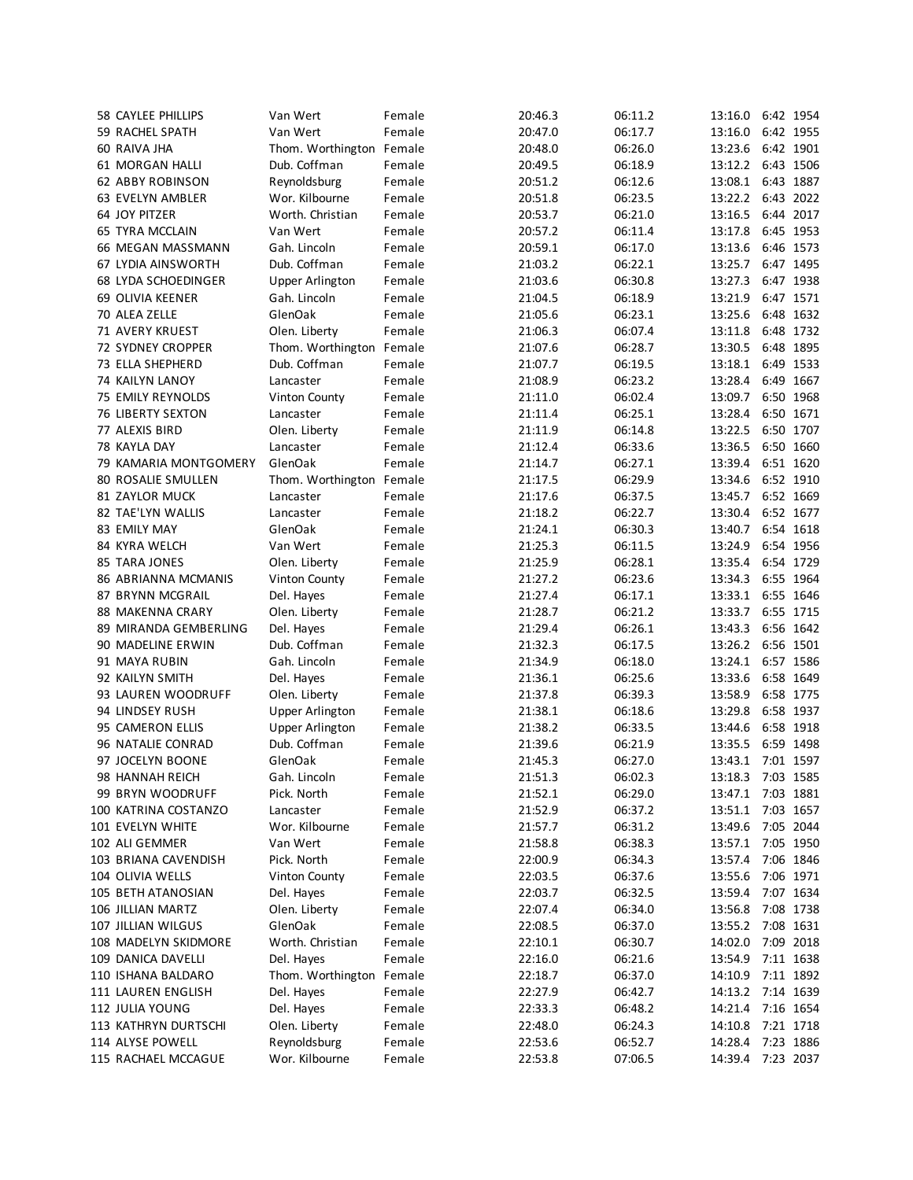| | | | | | | | |
|---|---|---|---|---|---|---|---|
| 58 | CAYLEE PHILLIPS | Van Wert | Female | 20:46.3 | 06:11.2 | 13:16.0 | 6:42 | 1954 |
| 59 | RACHEL SPATH | Van Wert | Female | 20:47.0 | 06:17.7 | 13:16.0 | 6:42 | 1955 |
| 60 | RAIVA JHA | Thom. Worthington | Female | 20:48.0 | 06:26.0 | 13:23.6 | 6:42 | 1901 |
| 61 | MORGAN HALLI | Dub. Coffman | Female | 20:49.5 | 06:18.9 | 13:12.2 | 6:43 | 1506 |
| 62 | ABBY ROBINSON | Reynoldsburg | Female | 20:51.2 | 06:12.6 | 13:08.1 | 6:43 | 1887 |
| 63 | EVELYN AMBLER | Wor. Kilbourne | Female | 20:51.8 | 06:23.5 | 13:22.2 | 6:43 | 2022 |
| 64 | JOY PITZER | Worth. Christian | Female | 20:53.7 | 06:21.0 | 13:16.5 | 6:44 | 2017 |
| 65 | TYRA MCCLAIN | Van Wert | Female | 20:57.2 | 06:11.4 | 13:17.8 | 6:45 | 1953 |
| 66 | MEGAN MASSMANN | Gah. Lincoln | Female | 20:59.1 | 06:17.0 | 13:13.6 | 6:46 | 1573 |
| 67 | LYDIA AINSWORTH | Dub. Coffman | Female | 21:03.2 | 06:22.1 | 13:25.7 | 6:47 | 1495 |
| 68 | LYDA SCHOEDINGER | Upper Arlington | Female | 21:03.6 | 06:30.8 | 13:27.3 | 6:47 | 1938 |
| 69 | OLIVIA KEENER | Gah. Lincoln | Female | 21:04.5 | 06:18.9 | 13:21.9 | 6:47 | 1571 |
| 70 | ALEA ZELLE | GlenOak | Female | 21:05.6 | 06:23.1 | 13:25.6 | 6:48 | 1632 |
| 71 | AVERY KRUEST | Olen. Liberty | Female | 21:06.3 | 06:07.4 | 13:11.8 | 6:48 | 1732 |
| 72 | SYDNEY CROPPER | Thom. Worthington | Female | 21:07.6 | 06:28.7 | 13:30.5 | 6:48 | 1895 |
| 73 | ELLA SHEPHERD | Dub. Coffman | Female | 21:07.7 | 06:19.5 | 13:18.1 | 6:49 | 1533 |
| 74 | KAILYN LANOY | Lancaster | Female | 21:08.9 | 06:23.2 | 13:28.4 | 6:49 | 1667 |
| 75 | EMILY REYNOLDS | Vinton County | Female | 21:11.0 | 06:02.4 | 13:09.7 | 6:50 | 1968 |
| 76 | LIBERTY SEXTON | Lancaster | Female | 21:11.4 | 06:25.1 | 13:28.4 | 6:50 | 1671 |
| 77 | ALEXIS BIRD | Olen. Liberty | Female | 21:11.9 | 06:14.8 | 13:22.5 | 6:50 | 1707 |
| 78 | KAYLA DAY | Lancaster | Female | 21:12.4 | 06:33.6 | 13:36.5 | 6:50 | 1660 |
| 79 | KAMARIA MONTGOMERY | GlenOak | Female | 21:14.7 | 06:27.1 | 13:39.4 | 6:51 | 1620 |
| 80 | ROSALIE SMULLEN | Thom. Worthington | Female | 21:17.5 | 06:29.9 | 13:34.6 | 6:52 | 1910 |
| 81 | ZAYLOR MUCK | Lancaster | Female | 21:17.6 | 06:37.5 | 13:45.7 | 6:52 | 1669 |
| 82 | TAE'LYN WALLIS | Lancaster | Female | 21:18.2 | 06:22.7 | 13:30.4 | 6:52 | 1677 |
| 83 | EMILY MAY | GlenOak | Female | 21:24.1 | 06:30.3 | 13:40.7 | 6:54 | 1618 |
| 84 | KYRA WELCH | Van Wert | Female | 21:25.3 | 06:11.5 | 13:24.9 | 6:54 | 1956 |
| 85 | TARA JONES | Olen. Liberty | Female | 21:25.9 | 06:28.1 | 13:35.4 | 6:54 | 1729 |
| 86 | ABRIANNA MCMANIS | Vinton County | Female | 21:27.2 | 06:23.6 | 13:34.3 | 6:55 | 1964 |
| 87 | BRYNN MCGRAIL | Del. Hayes | Female | 21:27.4 | 06:17.1 | 13:33.1 | 6:55 | 1646 |
| 88 | MAKENNA CRARY | Olen. Liberty | Female | 21:28.7 | 06:21.2 | 13:33.7 | 6:55 | 1715 |
| 89 | MIRANDA GEMBERLING | Del. Hayes | Female | 21:29.4 | 06:26.1 | 13:43.3 | 6:56 | 1642 |
| 90 | MADELINE ERWIN | Dub. Coffman | Female | 21:32.3 | 06:17.5 | 13:26.2 | 6:56 | 1501 |
| 91 | MAYA RUBIN | Gah. Lincoln | Female | 21:34.9 | 06:18.0 | 13:24.1 | 6:57 | 1586 |
| 92 | KAILYN SMITH | Del. Hayes | Female | 21:36.1 | 06:25.6 | 13:33.6 | 6:58 | 1649 |
| 93 | LAUREN WOODRUFF | Olen. Liberty | Female | 21:37.8 | 06:39.3 | 13:58.9 | 6:58 | 1775 |
| 94 | LINDSEY RUSH | Upper Arlington | Female | 21:38.1 | 06:18.6 | 13:29.8 | 6:58 | 1937 |
| 95 | CAMERON ELLIS | Upper Arlington | Female | 21:38.2 | 06:33.5 | 13:44.6 | 6:58 | 1918 |
| 96 | NATALIE CONRAD | Dub. Coffman | Female | 21:39.6 | 06:21.9 | 13:35.5 | 6:59 | 1498 |
| 97 | JOCELYN BOONE | GlenOak | Female | 21:45.3 | 06:27.0 | 13:43.1 | 7:01 | 1597 |
| 98 | HANNAH REICH | Gah. Lincoln | Female | 21:51.3 | 06:02.3 | 13:18.3 | 7:03 | 1585 |
| 99 | BRYN WOODRUFF | Pick. North | Female | 21:52.1 | 06:29.0 | 13:47.1 | 7:03 | 1881 |
| 100 | KATRINA COSTANZO | Lancaster | Female | 21:52.9 | 06:37.2 | 13:51.1 | 7:03 | 1657 |
| 101 | EVELYN WHITE | Wor. Kilbourne | Female | 21:57.7 | 06:31.2 | 13:49.6 | 7:05 | 2044 |
| 102 | ALI GEMMER | Van Wert | Female | 21:58.8 | 06:38.3 | 13:57.1 | 7:05 | 1950 |
| 103 | BRIANA CAVENDISH | Pick. North | Female | 22:00.9 | 06:34.3 | 13:57.4 | 7:06 | 1846 |
| 104 | OLIVIA WELLS | Vinton County | Female | 22:03.5 | 06:37.6 | 13:55.6 | 7:06 | 1971 |
| 105 | BETH ATANOSIAN | Del. Hayes | Female | 22:03.7 | 06:32.5 | 13:59.4 | 7:07 | 1634 |
| 106 | JILLIAN MARTZ | Olen. Liberty | Female | 22:07.4 | 06:34.0 | 13:56.8 | 7:08 | 1738 |
| 107 | JILLIAN WILGUS | GlenOak | Female | 22:08.5 | 06:37.0 | 13:55.2 | 7:08 | 1631 |
| 108 | MADELYN SKIDMORE | Worth. Christian | Female | 22:10.1 | 06:30.7 | 14:02.0 | 7:09 | 2018 |
| 109 | DANICA DAVELLI | Del. Hayes | Female | 22:16.0 | 06:21.6 | 13:54.9 | 7:11 | 1638 |
| 110 | ISHANA BALDARO | Thom. Worthington | Female | 22:18.7 | 06:37.0 | 14:10.9 | 7:11 | 1892 |
| 111 | LAUREN ENGLISH | Del. Hayes | Female | 22:27.9 | 06:42.7 | 14:13.2 | 7:14 | 1639 |
| 112 | JULIA YOUNG | Del. Hayes | Female | 22:33.3 | 06:48.2 | 14:21.4 | 7:16 | 1654 |
| 113 | KATHRYN DURTSCHI | Olen. Liberty | Female | 22:48.0 | 06:24.3 | 14:10.8 | 7:21 | 1718 |
| 114 | ALYSE POWELL | Reynoldsburg | Female | 22:53.6 | 06:52.7 | 14:28.4 | 7:23 | 1886 |
| 115 | RACHAEL MCCAGUE | Wor. Kilbourne | Female | 22:53.8 | 07:06.5 | 14:39.4 | 7:23 | 2037 |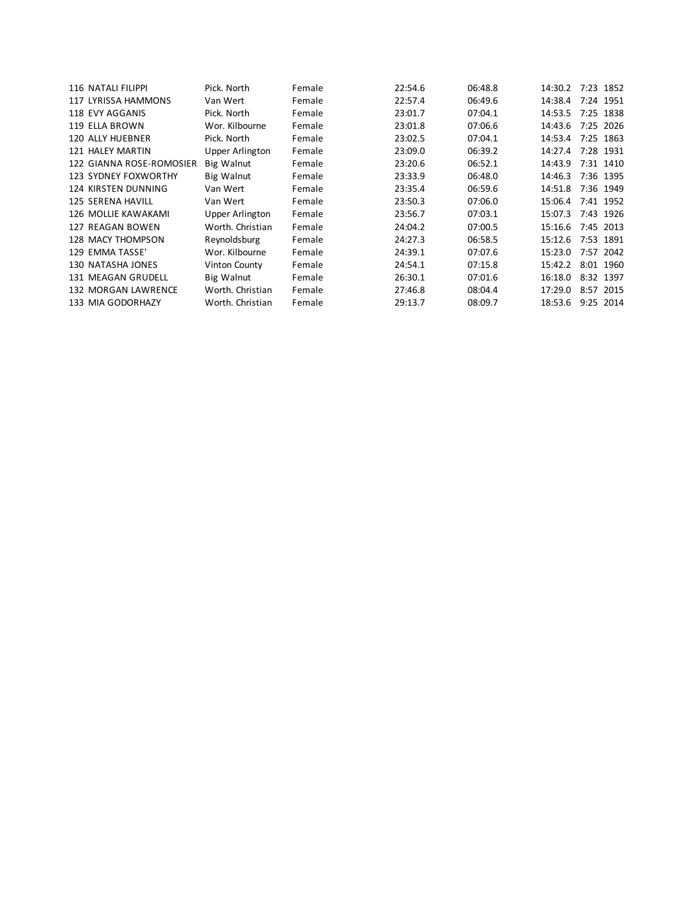| | | | | | | | | |
|---|---|---|---|---|---|---|---|---|
| 116 | NATALI FILIPPI | Pick. North | Female | 22:54.6 | 06:48.8 | 14:30.2 | 7:23 | 1852 |
| 117 | LYRISSA HAMMONS | Van Wert | Female | 22:57.4 | 06:49.6 | 14:38.4 | 7:24 | 1951 |
| 118 | EVY AGGANIS | Pick. North | Female | 23:01.7 | 07:04.1 | 14:53.5 | 7:25 | 1838 |
| 119 | ELLA BROWN | Wor. Kilbourne | Female | 23:01.8 | 07:06.6 | 14:43.6 | 7:25 | 2026 |
| 120 | ALLY HUEBNER | Pick. North | Female | 23:02.5 | 07:04.1 | 14:53.4 | 7:25 | 1863 |
| 121 | HALEY MARTIN | Upper Arlington | Female | 23:09.0 | 06:39.2 | 14:27.4 | 7:28 | 1931 |
| 122 | GIANNA ROSE-ROMOSIER | Big Walnut | Female | 23:20.6 | 06:52.1 | 14:43.9 | 7:31 | 1410 |
| 123 | SYDNEY FOXWORTHY | Big Walnut | Female | 23:33.9 | 06:48.0 | 14:46.3 | 7:36 | 1395 |
| 124 | KIRSTEN DUNNING | Van Wert | Female | 23:35.4 | 06:59.6 | 14:51.8 | 7:36 | 1949 |
| 125 | SERENA HAVILL | Van Wert | Female | 23:50.3 | 07:06.0 | 15:06.4 | 7:41 | 1952 |
| 126 | MOLLIE KAWAKAMI | Upper Arlington | Female | 23:56.7 | 07:03.1 | 15:07.3 | 7:43 | 1926 |
| 127 | REAGAN BOWEN | Worth. Christian | Female | 24:04.2 | 07:00.5 | 15:16.6 | 7:45 | 2013 |
| 128 | MACY THOMPSON | Reynoldsburg | Female | 24:27.3 | 06:58.5 | 15:12.6 | 7:53 | 1891 |
| 129 | EMMA TASSE' | Wor. Kilbourne | Female | 24:39.1 | 07:07.6 | 15:23.0 | 7:57 | 2042 |
| 130 | NATASHA JONES | Vinton County | Female | 24:54.1 | 07:15.8 | 15:42.2 | 8:01 | 1960 |
| 131 | MEAGAN GRUDELL | Big Walnut | Female | 26:30.1 | 07:01.6 | 16:18.0 | 8:32 | 1397 |
| 132 | MORGAN LAWRENCE | Worth. Christian | Female | 27:46.8 | 08:04.4 | 17:29.0 | 8:57 | 2015 |
| 133 | MIA GODORHAZY | Worth. Christian | Female | 29:13.7 | 08:09.7 | 18:53.6 | 9:25 | 2014 |